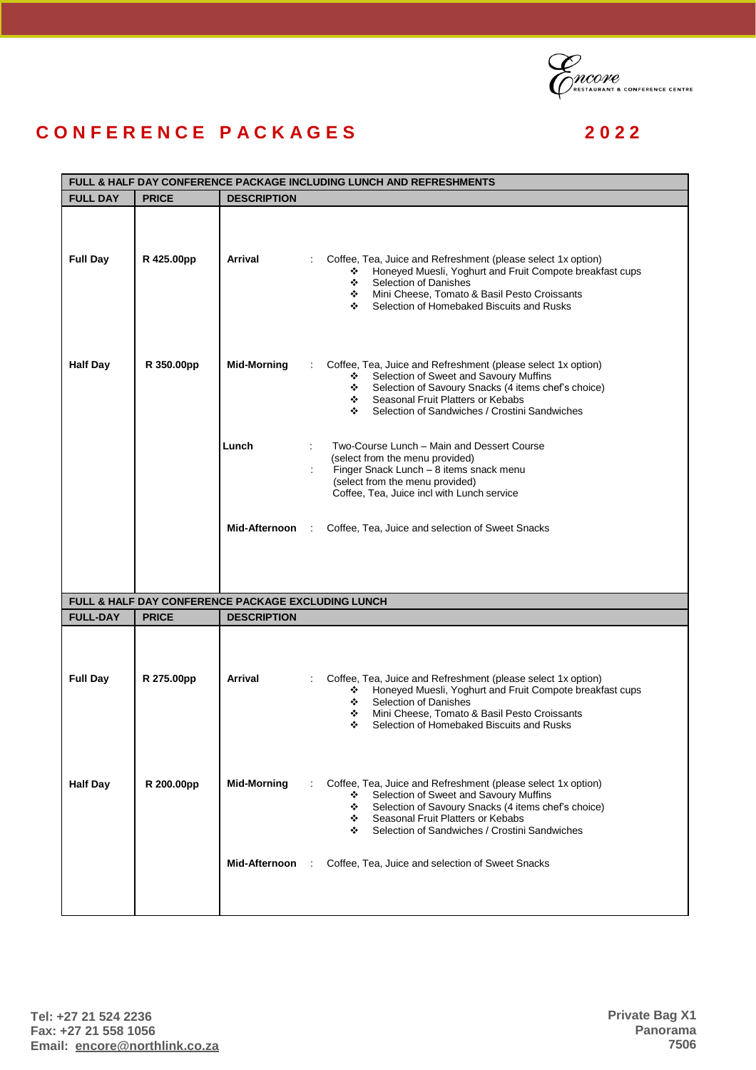Encore RESTAURANT & CONFERENCE CENTRE

# CONFERENCE PACKAGES 2022

| FULL & HALF DAY CONFERENCE PACKAGE INCLUDING LUNCH AND REFRESHMENTS | | |
|---|---|---|
| **FULL DAY** | **PRICE** | **DESCRIPTION** |
| **Full Day** | **R 425.00pp** | **Arrival** : Coffee, Tea, Juice and Refreshment (please select 1x option)<br>❖ Honeyed Muesli, Yoghurt and Fruit Compote breakfast cups<br>❖ Selection of Danishes<br>❖ Mini Cheese, Tomato & Basil Pesto Croissants<br>❖ Selection of Homebaked Biscuits and Rusks |
| **Half Day** | **R 350.00pp** | **Mid-Morning** : Coffee, Tea, Juice and Refreshment (please select 1x option)<br>❖ Selection of Sweet and Savoury Muffins<br>❖ Selection of Savoury Snacks (4 items chef's choice)<br>❖ Seasonal Fruit Platters or Kebabs<br>❖ Selection of Sandwiches / Crostini Sandwiches<br><br>**Lunch** : Two-Course Lunch – Main and Dessert Course (select from the menu provided)<br>: Finger Snack Lunch – 8 items snack menu (select from the menu provided)<br>Coffee, Tea, Juice incl with Lunch service<br><br>**Mid-Afternoon** : Coffee, Tea, Juice and selection of Sweet Snacks |

| FULL & HALF DAY CONFERENCE PACKAGE EXCLUDING LUNCH | | |
|---|---|---|
| **FULL-DAY** | **PRICE** | **DESCRIPTION** |
| **Full Day** | **R 275.00pp** | **Arrival** : Coffee, Tea, Juice and Refreshment (please select 1x option)<br>❖ Honeyed Muesli, Yoghurt and Fruit Compote breakfast cups<br>❖ Selection of Danishes<br>❖ Mini Cheese, Tomato & Basil Pesto Croissants<br>❖ Selection of Homebaked Biscuits and Rusks |
| **Half Day** | **R 200.00pp** | **Mid-Morning** : Coffee, Tea, Juice and Refreshment (please select 1x option)<br>❖ Selection of Sweet and Savoury Muffins<br>❖ Selection of Savoury Snacks (4 items chef's choice)<br>❖ Seasonal Fruit Platters or Kebabs<br>❖ Selection of Sandwiches / Crostini Sandwiches<br><br>**Mid-Afternoon** : Coffee, Tea, Juice and selection of Sweet Snacks |

**Tel: +27 21 524 2236**
**Fax: +27 21 558 1056**
**Email: encore@northlink.co.za**

**Private Bag X1**
**Panorama**
**7506**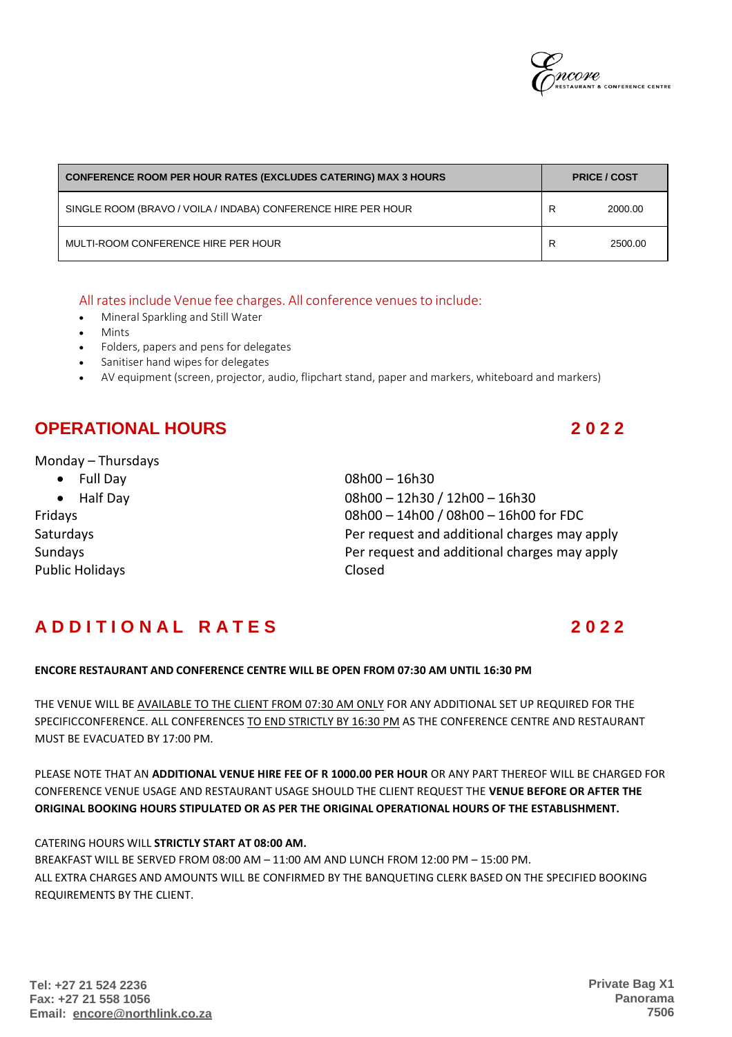| CONFERENCE ROOM PER HOUR RATES (EXCLUDES CATERING) MAX 3 HOURS | PRICE / COST | |
|---|---|---|
| SINGLE ROOM (BRAVO / VOILA / INDABA) CONFERENCE HIRE PER HOUR | R | 2000.00 |
| MULTI-ROOM CONFERENCE HIRE PER HOUR | R | 2500.00 |

All rates include Venue fee charges. All conference venues to include:

- Mineral Sparkling and Still Water
- Mints
- Folders, papers and pens for delegates
- Sanitiser hand wipes for delegates
- AV equipment (screen, projector, audio, flipchart stand, paper and markers, whiteboard and markers)

## OPERATIONAL HOURS 2022

Monday – Thursdays

- Full Day: 08h00 – 16h30
- Half Day: 08h00 – 12h30 / 12h00 – 16h30

Fridays: 08h00 – 14h00 / 08h00 – 16h00 for FDC

Saturdays: Per request and additional charges may apply

Sundays: Per request and additional charges may apply

Public Holidays: Closed

## ADDITIONAL RATES 2022

**ENCORE RESTAURANT AND CONFERENCE CENTRE WILL BE OPEN FROM 07:30 AM UNTIL 16:30 PM**

THE VENUE WILL BE AVAILABLE TO THE CLIENT FROM 07:30 AM ONLY FOR ANY ADDITIONAL SET UP REQUIRED FOR THE SPECIFICCONFERENCE. ALL CONFERENCES TO END STRICTLY BY 16:30 PM AS THE CONFERENCE CENTRE AND RESTAURANT MUST BE EVACUATED BY 17:00 PM.

PLEASE NOTE THAT AN **ADDITIONAL VENUE HIRE FEE OF R 1000.00 PER HOUR** OR ANY PART THEREOF WILL BE CHARGED FOR CONFERENCE VENUE USAGE AND RESTAURANT USAGE SHOULD THE CLIENT REQUEST THE **VENUE BEFORE OR AFTER THE ORIGINAL BOOKING HOURS STIPULATED OR AS PER THE ORIGINAL OPERATIONAL HOURS OF THE ESTABLISHMENT.**

CATERING HOURS WILL **STRICTLY START AT 08:00 AM.**
BREAKFAST WILL BE SERVED FROM 08:00 AM – 11:00 AM AND LUNCH FROM 12:00 PM – 15:00 PM.
ALL EXTRA CHARGES AND AMOUNTS WILL BE CONFIRMED BY THE BANQUETING CLERK BASED ON THE SPECIFIED BOOKING REQUIREMENTS BY THE CLIENT.

**Tel: +27 21 524 2236**
**Fax: +27 21 558 1056**
**Email: encore@northlink.co.za**

**Private Bag X1**
**Panorama**
**7506**